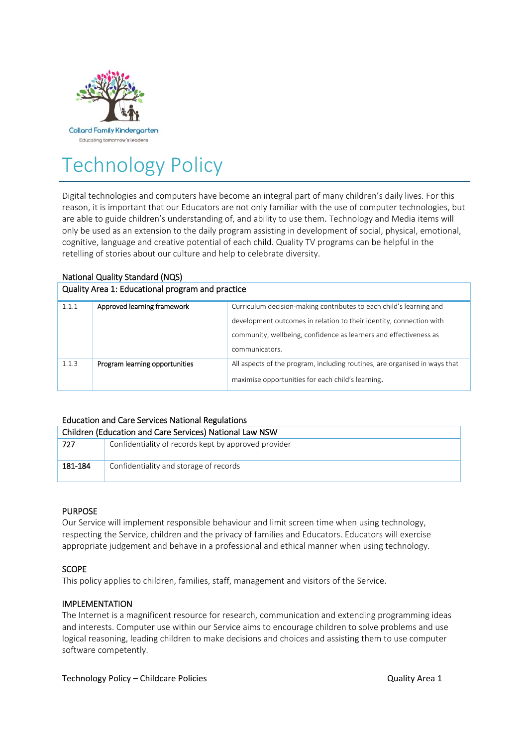Collard Family Kindergarten
Educating tomorrow's leaders

# Technology Policy

Digital technologies and computers have become an integral part of many children's daily lives. For this reason, it is important that our Educators are not only familiar with the use of computer technologies, but are able to guide children's understanding of, and ability to use them. Technology and Media items will only be used as an extension to the daily program assisting in development of social, physical, emotional, cognitive, language and creative potential of each child. Quality TV programs can be helpful in the retelling of stories about our culture and help to celebrate diversity.

National Quality Standard (NQS)

| Quality Area 1: Educational program and practice | | |
|---|---|---|
| 1.1.1 | Approved learning framework | Curriculum decision-making contributes to each child's learning and development outcomes in relation to their identity, connection with community, wellbeing, confidence as learners and effectiveness as communicators. |
| 1.1.3 | Program learning opportunities | All aspects of the program, including routines, are organised in ways that maximise opportunities for each child's learning. |

Education and Care Services National Regulations

| Children (Education and Care Services) National Law NSW | |
|---|---|
| 727 | Confidentiality of records kept by approved provider |
| 181-184 | Confidentiality and storage of records |

## PURPOSE

Our Service will implement responsible behaviour and limit screen time when using technology, respecting the Service, children and the privacy of families and Educators. Educators will exercise appropriate judgement and behave in a professional and ethical manner when using technology.

## SCOPE

This policy applies to children, families, staff, management and visitors of the Service.

## IMPLEMENTATION

The Internet is a magnificent resource for research, communication and extending programming ideas and interests. Computer use within our Service aims to encourage children to solve problems and use logical reasoning, leading children to make decisions and choices and assisting them to use computer software competently.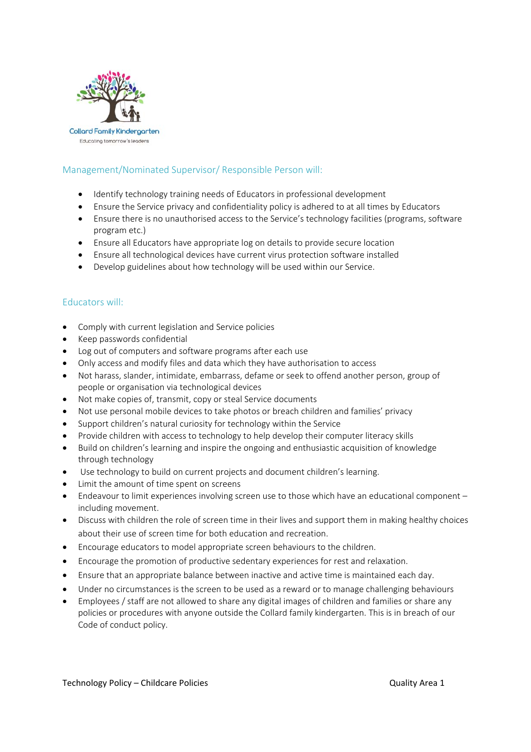## Management/Nominated Supervisor/ Responsible Person will:

- Identify technology training needs of Educators in professional development
- Ensure the Service privacy and confidentiality policy is adhered to at all times by Educators
- Ensure there is no unauthorised access to the Service's technology facilities (programs, software program etc.)
- Ensure all Educators have appropriate log on details to provide secure location
- Ensure all technological devices have current virus protection software installed
- Develop guidelines about how technology will be used within our Service.

## Educators will:

- Comply with current legislation and Service policies
- Keep passwords confidential
- Log out of computers and software programs after each use
- Only access and modify files and data which they have authorisation to access
- Not harass, slander, intimidate, embarrass, defame or seek to offend another person, group of people or organisation via technological devices
- Not make copies of, transmit, copy or steal Service documents
- Not use personal mobile devices to take photos or breach children and families' privacy
- Support children's natural curiosity for technology within the Service
- Provide children with access to technology to help develop their computer literacy skills
- Build on children's learning and inspire the ongoing and enthusiastic acquisition of knowledge through technology
- Use technology to build on current projects and document children's learning.
- Limit the amount of time spent on screens
- Endeavour to limit experiences involving screen use to those which have an educational component – including movement.
- Discuss with children the role of screen time in their lives and support them in making healthy choices about their use of screen time for both education and recreation.
- Encourage educators to model appropriate screen behaviours to the children.
- Encourage the promotion of productive sedentary experiences for rest and relaxation.
- Ensure that an appropriate balance between inactive and active time is maintained each day.
- Under no circumstances is the screen to be used as a reward or to manage challenging behaviours
- Employees / staff are not allowed to share any digital images of children and families or share any policies or procedures with anyone outside the Collard family kindergarten. This is in breach of our Code of conduct policy.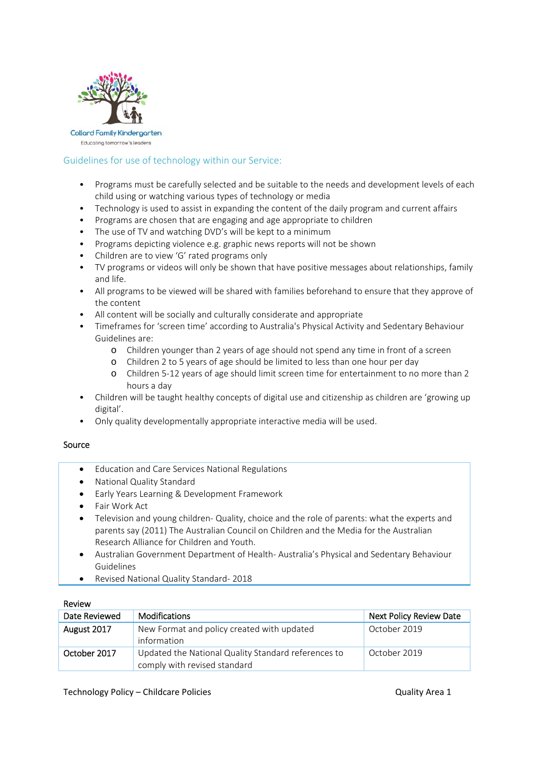Collard Family Kindergarten

Educating tomorrow's leaders

## Guidelines for use of technology within our Service:

- Programs must be carefully selected and be suitable to the needs and development levels of each child using or watching various types of technology or media
- Technology is used to assist in expanding the content of the daily program and current affairs
- Programs are chosen that are engaging and age appropriate to children
- The use of TV and watching DVD's will be kept to a minimum
- Programs depicting violence e.g. graphic news reports will not be shown
- Children are to view 'G' rated programs only
- TV programs or videos will only be shown that have positive messages about relationships, family and life.
- All programs to be viewed will be shared with families beforehand to ensure that they approve of the content
- All content will be socially and culturally considerate and appropriate
- Timeframes for 'screen time' according to Australia's Physical Activity and Sedentary Behaviour Guidelines are:
    - Children younger than 2 years of age should not spend any time in front of a screen
    - Children 2 to 5 years of age should be limited to less than one hour per day
    - Children 5-12 years of age should limit screen time for entertainment to no more than 2 hours a day
- Children will be taught healthy concepts of digital use and citizenship as children are 'growing up digital'.
- Only quality developmentally appropriate interactive media will be used.

### Source

- Education and Care Services National Regulations
- National Quality Standard
- Early Years Learning & Development Framework
- Fair Work Act
- Television and young children- Quality, choice and the role of parents: what the experts and parents say (2011) The Australian Council on Children and the Media for the Australian Research Alliance for Children and Youth.
- Australian Government Department of Health- Australia's Physical and Sedentary Behaviour Guidelines
- Revised National Quality Standard- 2018

### Review

| Date Reviewed | Modifications | Next Policy Review Date |
|---|---|---|
| August 2017 | New Format and policy created with updated information | October 2019 |
| October 2017 | Updated the National Quality Standard references to comply with revised standard | October 2019 |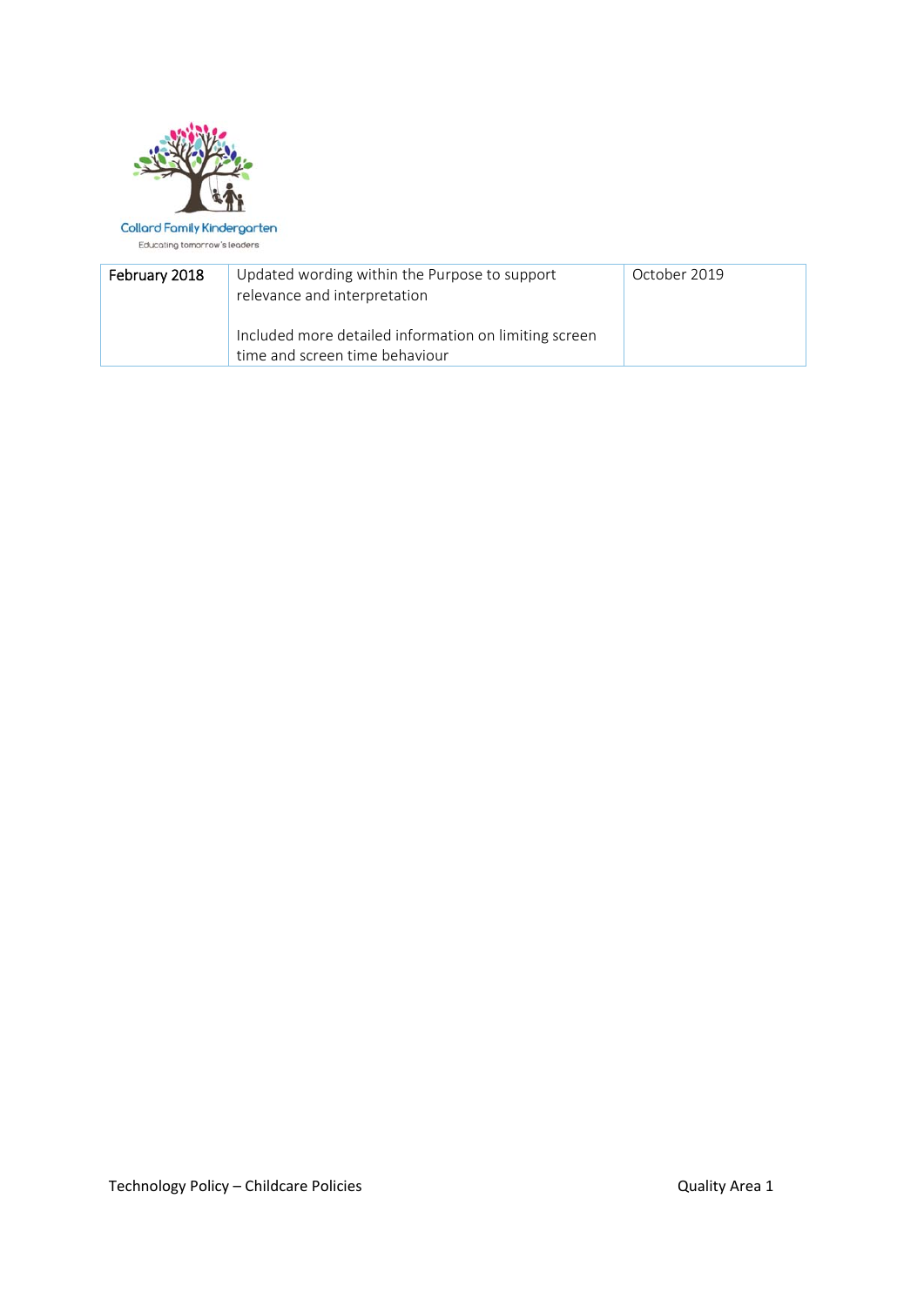| | | |
|---|---|---|
| February 2018 | Updated wording within the Purpose to support relevance and interpretation<br><br>Included more detailed information on limiting screen time and screen time behaviour | October 2019 |